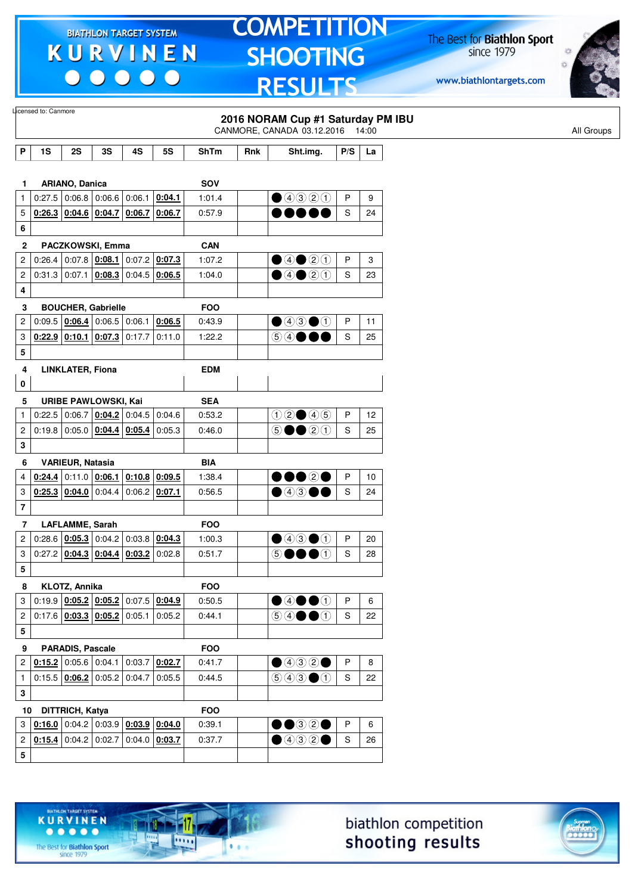Licensed to: Canmore

# 2016 NORAM Cup #1 Saturday PM IBU

CANMORE, CANADA 03.12.2016 14:00

All Groups

| P | 1S | 2S | 3S | 4S | 5S | ShTm | Rnk | Sht.img. | P/S | La |
|---|---|---|---|---|---|---|---|---|---|---|
| **1** | **ARIANO, Danica** | | | | | **SOV** | | | | |
| 1 | 0:27.5 | 0:06.8 | 0:06.6 | 0:06.1 | 0:04.1 | 1:01.4 | | ● ④ ③ ② ① | P | 9 |
| 5 | 0:26.3 | 0:04.6 | 0:04.7 | 0:06.7 | 0:06.7 | 0:57.9 | | ● ● ● ● ● | S | 24 |
| 6 | | | | | | | | | | |
| **2** | **PACZKOWSKI, Emma** | | | | | **CAN** | | | | |
| 2 | 0:26.4 | 0:07.8 | 0:08.1 | 0:07.2 | 0:07.3 | 1:07.2 | | ● ④ ● ② ① | P | 3 |
| 2 | 0:31.3 | 0:07.1 | 0:08.3 | 0:04.5 | 0:06.5 | 1:04.0 | | ● ④ ● ② ① | S | 23 |
| 4 | | | | | | | | | | |
| **3** | **BOUCHER, Gabrielle** | | | | | **FOO** | | | | |
| 2 | 0:09.5 | 0:06.4 | 0:06.5 | 0:06.1 | 0:06.5 | 0:43.9 | | ● ④ ③ ● ① | P | 11 |
| 3 | 0:22.9 | 0:10.1 | 0:07.3 | 0:17.7 | 0:11.0 | 1:22.2 | | ⑤ ④ ● ● ● | S | 25 |
| 5 | | | | | | | | | | |
| **4** | **LINKLATER, Fiona** | | | | | **EDM** | | | | |
| 0 | | | | | | | | | | |
| **5** | **URIBE PAWLOWSKI, Kai** | | | | | **SEA** | | | | |
| 1 | 0:22.5 | 0:06.7 | 0:04.2 | 0:04.5 | 0:04.6 | 0:53.2 | | ① ② ● ④ ⑤ | P | 12 |
| 2 | 0:19.8 | 0:05.0 | 0:04.4 | 0:05.4 | 0:05.3 | 0:46.0 | | ⑤ ● ● ② ① | S | 25 |
| 3 | | | | | | | | | | |
| **6** | **VARIEUR, Natasia** | | | | | **BIA** | | | | |
| 4 | 0:24.4 | 0:11.0 | 0:06.1 | 0:10.8 | 0:09.5 | 1:38.4 | | ● ● ● ② ● | P | 10 |
| 3 | 0:25.3 | 0:04.0 | 0:04.4 | 0:06.2 | 0:07.1 | 0:56.5 | | ● ④ ③ ● ● | S | 24 |
| 7 | | | | | | | | | | |
| **7** | **LAFLAMME, Sarah** | | | | | **FOO** | | | | |
| 2 | 0:28.6 | 0:05.3 | 0:04.2 | 0:03.8 | 0:04.3 | 1:00.3 | | ● ④ ③ ● ① | P | 20 |
| 3 | 0:27.2 | 0:04.3 | 0:04.4 | 0:03.2 | 0:02.8 | 0:51.7 | | ⑤ ● ● ● ① | S | 28 |
| 5 | | | | | | | | | | |
| **8** | **KLOTZ, Annika** | | | | | **FOO** | | | | |
| 3 | 0:19.9 | 0:05.2 | 0:05.2 | 0:07.5 | 0:04.9 | 0:50.5 | | ● ④ ● ● ① | P | 6 |
| 2 | 0:17.6 | 0:03.3 | 0:05.2 | 0:05.1 | 0:05.2 | 0:44.1 | | ⑤ ④ ● ● ① | S | 22 |
| 5 | | | | | | | | | | |
| **9** | **PARADIS, Pascale** | | | | | **FOO** | | | | |
| 2 | 0:15.2 | 0:05.6 | 0:04.1 | 0:03.7 | 0:02.7 | 0:41.7 | | ● ④ ③ ② ● | P | 8 |
| 1 | 0:15.5 | 0:06.2 | 0:05.2 | 0:04.7 | 0:05.5 | 0:44.5 | | ⑤ ④ ③ ● ① | S | 22 |
| 3 | | | | | | | | | | |
| **10** | **DITTRICH, Katya** | | | | | **FOO** | | | | |
| 3 | 0:16.0 | 0:04.2 | 0:03.9 | 0:03.9 | 0:04.0 | 0:39.1 | | ● ● ③ ② ● | P | 6 |
| 2 | 0:15.4 | 0:04.2 | 0:02.7 | 0:04.0 | 0:03.7 | 0:37.7 | | ● ④ ③ ② ● | S | 26 |
| 5 | | | | | | | | | | |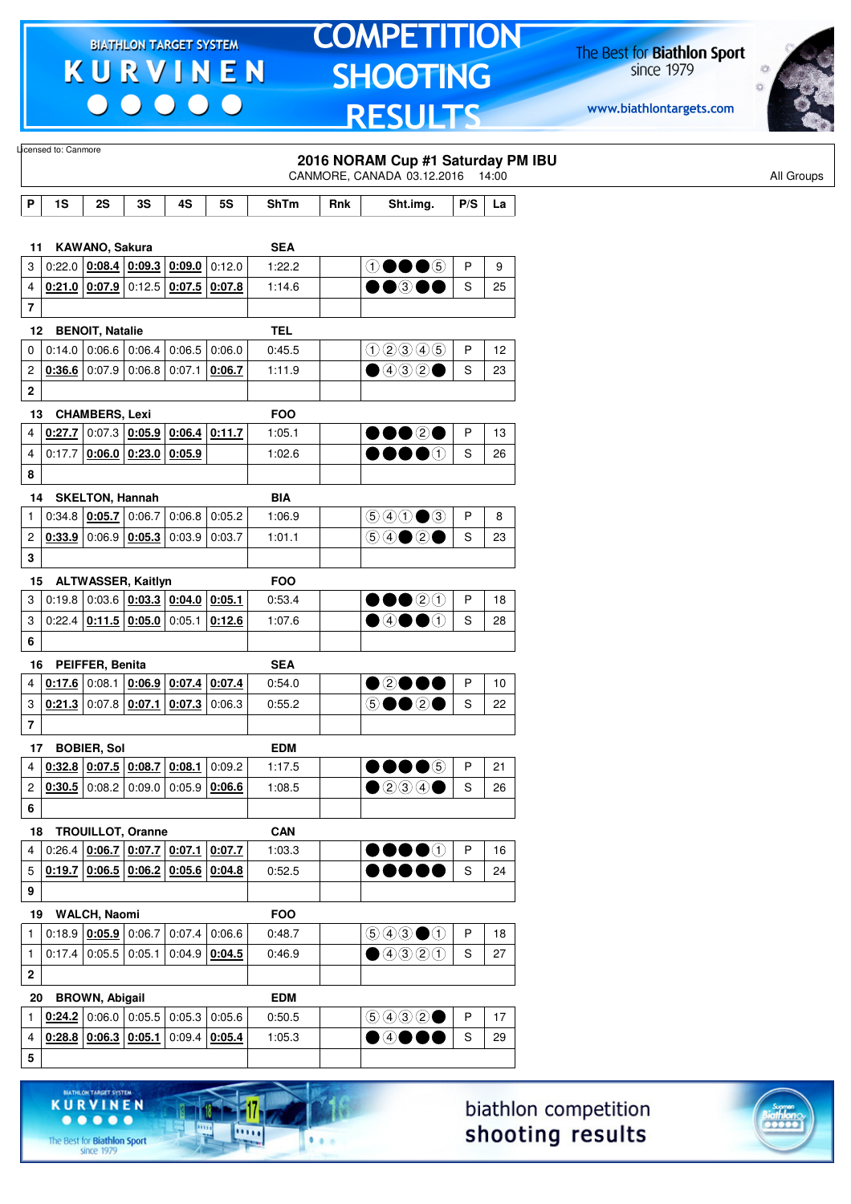Licensed to: Canmore

## 2016 NORAM Cup #1 Saturday PM IBU

CANMORE, CANADA 03.12.2016 14:00

All Groups

| P | 1S | 2S | 3S | 4S | 5S | ShTm | Rnk | Sht.img. | P/S | La |
|---|---|---|---|---|---|---|---|---|---|---|
| **11** | **KAWANO, Sakura** | | | | | **SEA** | | | | |
| 3 | 0:22.0 | 0:08.4 | 0:09.3 | 0:09.0 | 0:12.0 | 1:22.2 | | ① ● ● ● ⑤ | P | 9 |
| 4 | 0:21.0 | 0:07.9 | 0:12.5 | 0:07.5 | 0:07.8 | 1:14.6 | | ● ● ③ ● ● | S | 25 |
| **7** | | | | | | | | | | |
| **12** | **BENOIT, Natalie** | | | | | **TEL** | | | | |
| 0 | 0:14.0 | 0:06.6 | 0:06.4 | 0:06.5 | 0:06.0 | 0:45.5 | | ① ② ③ ④ ⑤ | P | 12 |
| 2 | 0:36.6 | 0:07.9 | 0:06.8 | 0:07.1 | 0:06.7 | 1:11.9 | | ● ④ ③ ② ● | S | 23 |
| **2** | | | | | | | | | | |
| **13** | **CHAMBERS, Lexi** | | | | | **FOO** | | | | |
| 4 | 0:27.7 | 0:07.3 | 0:05.9 | 0:06.4 | 0:11.7 | 1:05.1 | | ● ● ● ② ● | P | 13 |
| 4 | 0:17.7 | 0:06.0 | 0:23.0 | 0:05.9 | | 1:02.6 | | ● ● ● ● ① | S | 26 |
| **8** | | | | | | | | | | |
| **14** | **SKELTON, Hannah** | | | | | **BIA** | | | | |
| 1 | 0:34.8 | 0:05.7 | 0:06.7 | 0:06.8 | 0:05.2 | 1:06.9 | | ⑤ ④ ① ● ③ | P | 8 |
| 2 | 0:33.9 | 0:06.9 | 0:05.3 | 0:03.9 | 0:03.7 | 1:01.1 | | ⑤ ④ ● ② ● | S | 23 |
| **3** | | | | | | | | | | |
| **15** | **ALTWASSER, Kaitlyn** | | | | | **FOO** | | | | |
| 3 | 0:19.8 | 0:03.6 | 0:03.3 | 0:04.0 | 0:05.1 | 0:53.4 | | ● ● ● ② ① | P | 18 |
| 3 | 0:22.4 | 0:11.5 | 0:05.0 | 0:05.1 | 0:12.6 | 1:07.6 | | ● ④ ● ● ① | S | 28 |
| **6** | | | | | | | | | | |
| **16** | **PEIFFER, Benita** | | | | | **SEA** | | | | |
| 4 | 0:17.6 | 0:08.1 | 0:06.9 | 0:07.4 | 0:07.4 | 0:54.0 | | ● ② ● ● ● | P | 10 |
| 3 | 0:21.3 | 0:07.8 | 0:07.1 | 0:07.3 | 0:06.3 | 0:55.2 | | ⑤ ● ● ② ● | S | 22 |
| **7** | | | | | | | | | | |
| **17** | **BOBIER, Sol** | | | | | **EDM** | | | | |
| 4 | 0:32.8 | 0:07.5 | 0:08.7 | 0:08.1 | 0:09.2 | 1:17.5 | | ● ● ● ● ⑤ | P | 21 |
| 2 | 0:30.5 | 0:08.2 | 0:09.0 | 0:05.9 | 0:06.6 | 1:08.5 | | ● ② ③ ④ ● | S | 26 |
| **6** | | | | | | | | | | |
| **18** | **TROUILLOT, Oranne** | | | | | **CAN** | | | | |
| 4 | 0:26.4 | 0:06.7 | 0:07.7 | 0:07.1 | 0:07.7 | 1:03.3 | | ● ● ● ● ① | P | 16 |
| 5 | 0:19.7 | 0:06.5 | 0:06.2 | 0:05.6 | 0:04.8 | 0:52.5 | | ● ● ● ● ● | S | 24 |
| **9** | | | | | | | | | | |
| **19** | **WALCH, Naomi** | | | | | **FOO** | | | | |
| 1 | 0:18.9 | 0:05.9 | 0:06.7 | 0:07.4 | 0:06.6 | 0:48.7 | | ⑤ ④ ③ ● ① | P | 18 |
| 1 | 0:17.4 | 0:05.5 | 0:05.1 | 0:04.9 | 0:04.5 | 0:46.9 | | ● ④ ③ ② ① | S | 27 |
| **2** | | | | | | | | | | |
| **20** | **BROWN, Abigail** | | | | | **EDM** | | | | |
| 1 | 0:24.2 | 0:06.0 | 0:05.5 | 0:05.3 | 0:05.6 | 0:50.5 | | ⑤ ④ ③ ② ● | P | 17 |
| 4 | 0:28.8 | 0:06.3 | 0:05.1 | 0:09.4 | 0:05.4 | 1:05.3 | | ● ④ ● ● ● | S | 29 |
| **5** | | | | | | | | | | |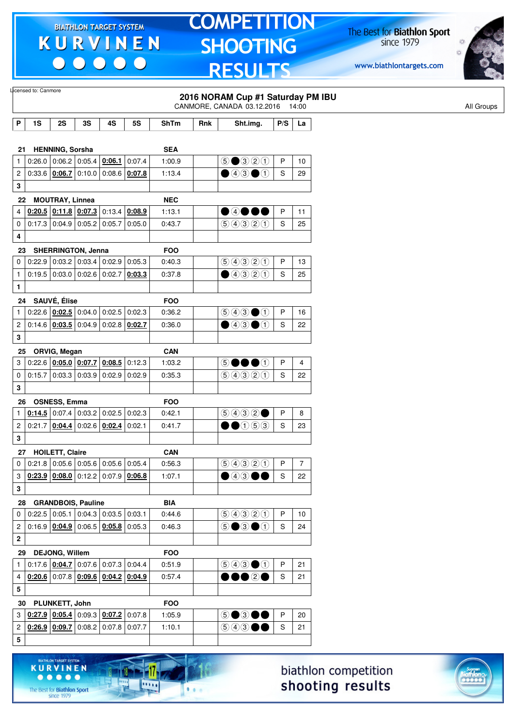Licensed to: Canmore

## 2016 NORAM Cup #1 Saturday PM IBU

CANMORE, CANADA 03.12.2016 14:00

All Groups

| P | 1S | 2S | 3S | 4S | 5S | ShTm | Rnk | Sht.img. | P/S | La |
|---|---|---|---|---|---|---|---|---|---|---|
| **21** | **HENNING, Sorsha** | | | | | **SEA** | | | | |
| 1 | 0:26.0 | 0:06.2 | 0:05.4 | **0:06.1** | 0:07.4 | 1:00.9 | | ⑤●③②① | P | 10 |
| 2 | 0:33.6 | **0:06.7** | 0:10.0 | 0:08.6 | **0:07.8** | 1:13.4 | | ●④③●① | S | 29 |
| **3** | | | | | | | | | | |
| **22** | **MOUTRAY, Linnea** | | | | | **NEC** | | | | |
| 4 | **0:20.5** | **0:11.8** | **0:07.3** | 0:13.4 | **0:08.9** | 1:13.1 | | ●④●●● | P | 11 |
| 0 | 0:17.3 | 0:04.9 | 0:05.2 | 0:05.7 | 0:05.0 | 0:43.7 | | ⑤④③②① | S | 25 |
| **4** | | | | | | | | | | |
| **23** | **SHERRINGTON, Jenna** | | | | | **FOO** | | | | |
| 0 | 0:22.9 | 0:03.2 | 0:03.4 | 0:02.9 | 0:05.3 | 0:40.3 | | ⑤④③②① | P | 13 |
| 1 | 0:19.5 | 0:03.0 | 0:02.6 | 0:02.7 | **0:03.3** | 0:37.8 | | ●④③②① | S | 25 |
| **1** | | | | | | | | | | |
| **24** | **SAUVÉ, Élise** | | | | | **FOO** | | | | |
| 1 | 0:22.6 | **0:02.5** | 0:04.0 | 0:02.5 | 0:02.3 | 0:36.2 | | ⑤④③●① | P | 16 |
| 2 | 0:14.6 | **0:03.5** | 0:04.9 | 0:02.8 | **0:02.7** | 0:36.0 | | ●④③●① | S | 22 |
| **3** | | | | | | | | | | |
| **25** | **ORVIG, Megan** | | | | | **CAN** | | | | |
| 3 | 0:22.6 | **0:05.0** | **0:07.7** | **0:08.5** | 0:12.3 | 1:03.2 | | ⑤●●●① | P | 4 |
| 0 | 0:15.7 | 0:03.3 | 0:03.9 | 0:02.9 | 0:02.9 | 0:35.3 | | ⑤④③②① | S | 22 |
| **3** | | | | | | | | | | |
| **26** | **OSNESS, Emma** | | | | | **FOO** | | | | |
| 1 | **0:14.5** | 0:07.4 | 0:03.2 | 0:02.5 | 0:02.3 | 0:42.1 | | ⑤④③②● | P | 8 |
| 2 | 0:21.7 | **0:04.4** | 0:02.6 | **0:02.4** | 0:02.1 | 0:41.7 | | ●●①⑤③ | S | 23 |
| **3** | | | | | | | | | | |
| **27** | **HOILETT, Claire** | | | | | **CAN** | | | | |
| 0 | 0:21.8 | 0:05.6 | 0:05.6 | 0:05.6 | 0:05.4 | 0:56.3 | | ⑤④③②① | P | 7 |
| 3 | **0:23.9** | **0:08.0** | 0:12.2 | 0:07.9 | **0:06.8** | 1:07.1 | | ●④③●● | S | 22 |
| **3** | | | | | | | | | | |
| **28** | **GRANDBOIS, Pauline** | | | | | **BIA** | | | | |
| 0 | 0:22.5 | 0:05.1 | 0:04.3 | 0:03.5 | 0:03.1 | 0:44.6 | | ⑤④③②① | P | 10 |
| 2 | 0:16.9 | **0:04.9** | 0:06.5 | **0:05.8** | 0:05.3 | 0:46.3 | | ⑤●③●① | S | 24 |
| **2** | | | | | | | | | | |
| **29** | **DEJONG, Willem** | | | | | **FOO** | | | | |
| 1 | 0:17.6 | **0:04.7** | 0:07.6 | 0:07.3 | 0:04.4 | 0:51.9 | | ⑤④③●① | P | 21 |
| 4 | **0:20.6** | 0:07.8 | **0:09.6** | **0:04.2** | **0:04.9** | 0:57.4 | | ●●●②● | S | 21 |
| **5** | | | | | | | | | | |
| **30** | **PLUNKETT, John** | | | | | **FOO** | | | | |
| 3 | **0:27.9** | **0:05.4** | 0:09.3 | **0:07.2** | 0:07.8 | 1:05.9 | | ⑤●③●● | P | 20 |
| 2 | **0:26.9** | **0:09.7** | 0:08.2 | 0:07.8 | 0:07.7 | 1:10.1 | | ⑤④③●● | S | 21 |
| **5** | | | | | | | | | | |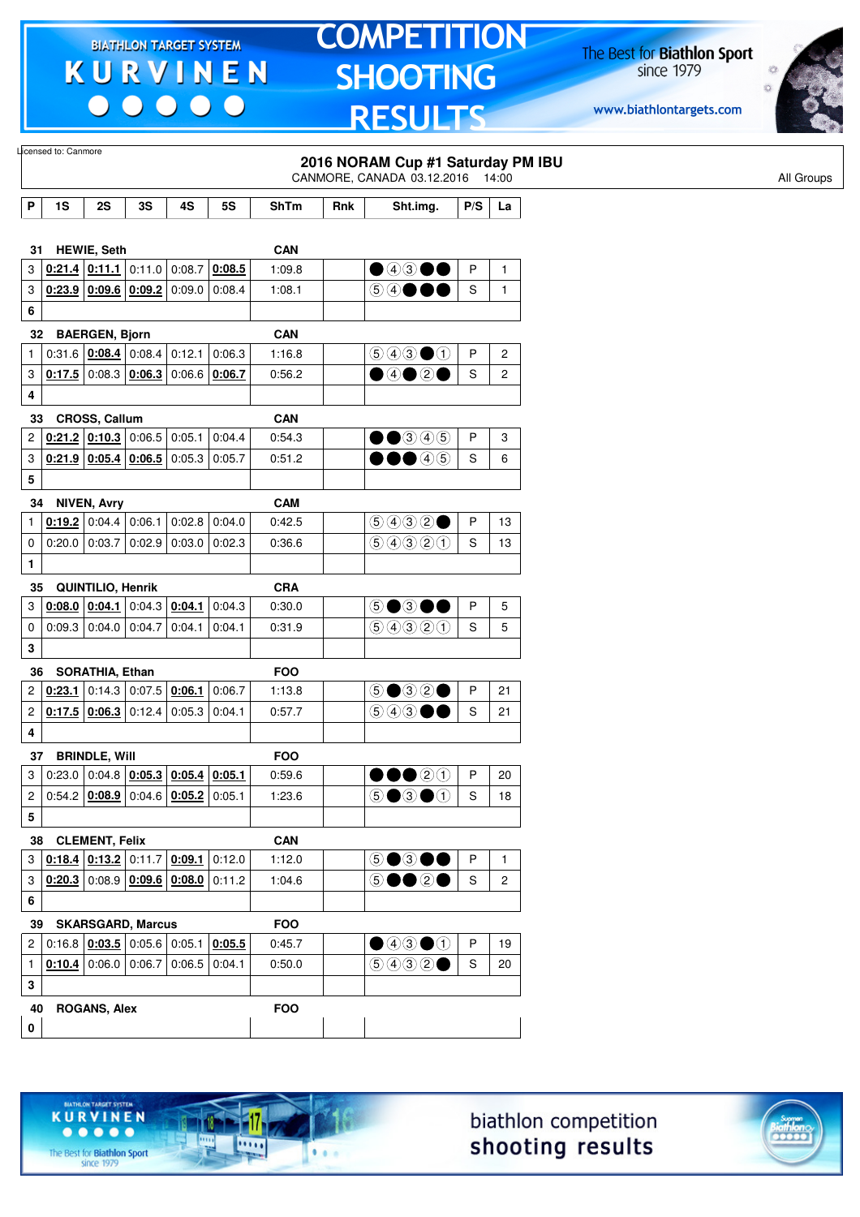Licensed to: Canmore

## 2016 NORAM Cup #1 Saturday PM IBU

CANMORE, CANADA 03.12.2016 14:00

All Groups

| P | 1S | 2S | 3S | 4S | 5S | ShTm | Rnk | Sht.img. | P/S | La |
|---|---|---|---|---|---|---|---|---|---|---|
| **31** | **HEWIE, Seth** | | | | | **CAN** | | | | |
| 3 | **0:21.4** | **0:11.1** | 0:11.0 | 0:08.7 | **0:08.5** | 1:09.8 | | ● ④ ③ ● ● | P | 1 |
| 3 | **0:23.9** | **0:09.6** | **0:09.2** | 0:09.0 | 0:08.4 | 1:08.1 | | ⑤ ④ ● ● ● | S | 1 |
| **6** | | | | | | | | | | |
| **32** | **BAERGEN, Bjorn** | | | | | **CAN** | | | | |
| 1 | 0:31.6 | **0:08.4** | 0:08.4 | 0:12.1 | 0:06.3 | 1:16.8 | | ⑤ ④ ③ ● ① | P | 2 |
| 3 | **0:17.5** | 0:08.3 | **0:06.3** | 0:06.6 | **0:06.7** | 0:56.2 | | ● ④ ● ② ● | S | 2 |
| **4** | | | | | | | | | | |
| **33** | **CROSS, Callum** | | | | | **CAN** | | | | |
| 2 | **0:21.2** | **0:10.3** | 0:06.5 | 0:05.1 | 0:04.4 | 0:54.3 | | ● ● ③ ④ ⑤ | P | 3 |
| 3 | **0:21.9** | **0:05.4** | **0:06.5** | 0:05.3 | 0:05.7 | 0:51.2 | | ● ● ● ④ ⑤ | S | 6 |
| **5** | | | | | | | | | | |
| **34** | **NIVEN, Avry** | | | | | **CAM** | | | | |
| 1 | **0:19.2** | 0:04.4 | 0:06.1 | 0:02.8 | 0:04.0 | 0:42.5 | | ⑤ ④ ③ ② ● | P | 13 |
| 0 | 0:20.0 | 0:03.7 | 0:02.9 | 0:03.0 | 0:02.3 | 0:36.6 | | ⑤ ④ ③ ② ① | S | 13 |
| **1** | | | | | | | | | | |
| **35** | **QUINTILIO, Henrik** | | | | | **CRA** | | | | |
| 3 | **0:08.0** | **0:04.1** | 0:04.3 | **0:04.1** | 0:04.3 | 0:30.0 | | ⑤ ● ③ ● ● | P | 5 |
| 0 | 0:09.3 | 0:04.0 | 0:04.7 | 0:04.1 | 0:04.1 | 0:31.9 | | ⑤ ④ ③ ② ① | S | 5 |
| **3** | | | | | | | | | | |
| **36** | **SORATHIA, Ethan** | | | | | **FOO** | | | | |
| 2 | **0:23.1** | 0:14.3 | 0:07.5 | **0:06.1** | 0:06.7 | 1:13.8 | | ⑤ ● ③ ② ● | P | 21 |
| 2 | **0:17.5** | **0:06.3** | 0:12.4 | 0:05.3 | 0:04.1 | 0:57.7 | | ⑤ ④ ③ ● ● | S | 21 |
| **4** | | | | | | | | | | |
| **37** | **BRINDLE, Will** | | | | | **FOO** | | | | |
| 3 | 0:23.0 | 0:04.8 | **0:05.3** | **0:05.4** | **0:05.1** | 0:59.6 | | ● ● ● ② ① | P | 20 |
| 2 | 0:54.2 | **0:08.9** | 0:04.6 | **0:05.2** | 0:05.1 | 1:23.6 | | ⑤ ● ③ ● ① | S | 18 |
| **5** | | | | | | | | | | |
| **38** | **CLEMENT, Felix** | | | | | **CAN** | | | | |
| 3 | **0:18.4** | **0:13.2** | 0:11.7 | **0:09.1** | 0:12.0 | 1:12.0 | | ⑤ ● ③ ● ● | P | 1 |
| 3 | **0:20.3** | 0:08.9 | **0:09.6** | **0:08.0** | 0:11.2 | 1:04.6 | | ⑤ ● ● ② ● | S | 2 |
| **6** | | | | | | | | | | |
| **39** | **SKARSGARD, Marcus** | | | | | **FOO** | | | | |
| 2 | 0:16.8 | **0:03.5** | 0:05.6 | 0:05.1 | **0:05.5** | 0:45.7 | | ● ④ ③ ● ① | P | 19 |
| 1 | **0:10.4** | 0:06.0 | 0:06.7 | 0:06.5 | 0:04.1 | 0:50.0 | | ⑤ ④ ③ ② ● | S | 20 |
| **3** | | | | | | | | | | |
| **40** | **ROGANS, Alex** | | | | | **FOO** | | | | |
| **0** | | | | | | | | | | |

biathlon competition shooting results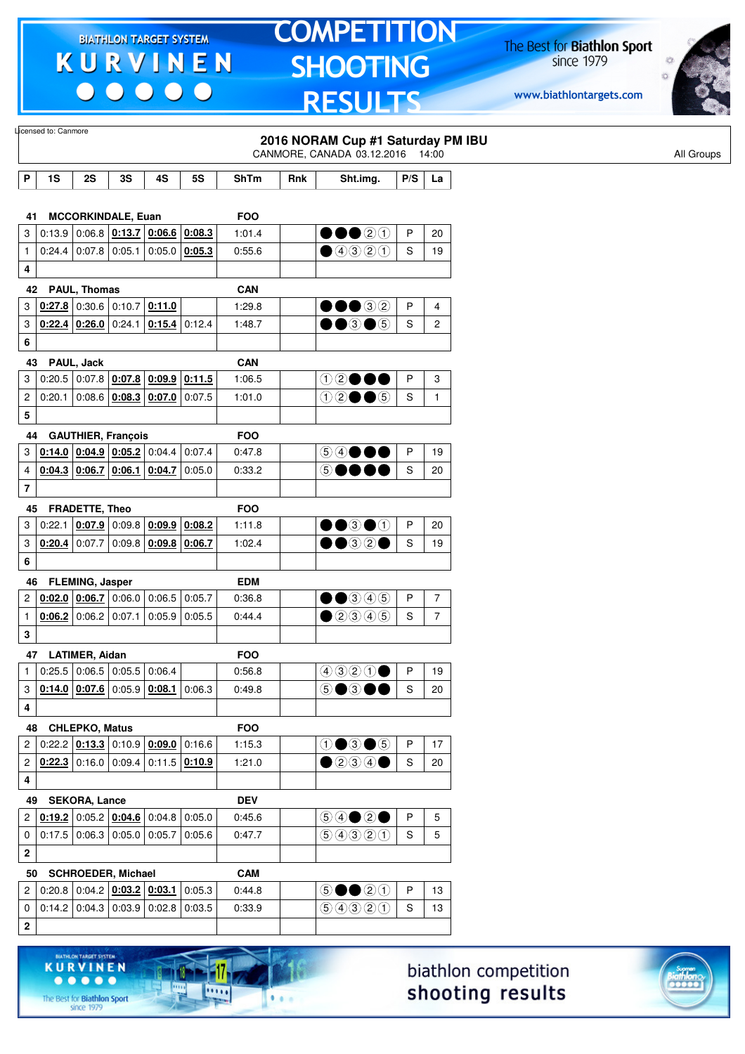Licensed to: Canmore

## 2016 NORAM Cup #1 Saturday PM IBU

CANMORE, CANADA 03.12.2016 14:00

All Groups

| P | 1S | 2S | 3S | 4S | 5S | ShTm | Rnk | Sht.img. | P/S | La |
|---|---|---|---|---|---|---|---|---|---|---|
| **41** | **MCCORKINDALE, Euan** | | | | | **FOO** | | | | |
| 3 | 0:13.9 | 0:06.8 | **0:13.7** | **0:06.6** | **0:08.3** | 1:01.4 | | ●●●②① | P | 20 |
| 1 | 0:24.4 | 0:07.8 | 0:05.1 | 0:05.0 | **0:05.3** | 0:55.6 | | ●④③②① | S | 19 |
| 4 | | | | | | | | | | |
| **42** | **PAUL, Thomas** | | | | | **CAN** | | | | |
| 3 | **0:27.8** | 0:30.6 | 0:10.7 | **0:11.0** | | 1:29.8 | | ●●●③② | P | 4 |
| 3 | **0:22.4** | **0:26.0** | 0:24.1 | **0:15.4** | 0:12.4 | 1:48.7 | | ●●③●⑤ | S | 2 |
| 6 | | | | | | | | | | |
| **43** | **PAUL, Jack** | | | | | **CAN** | | | | |
| 3 | 0:20.5 | 0:07.8 | **0:07.8** | **0:09.9** | **0:11.5** | 1:06.5 | | ①②●●● | P | 3 |
| 2 | 0:20.1 | 0:08.6 | **0:08.3** | **0:07.0** | 0:07.5 | 1:01.0 | | ①②●●⑤ | S | 1 |
| 5 | | | | | | | | | | |
| **44** | **GAUTHIER, François** | | | | | **FOO** | | | | |
| 3 | **0:14.0** | **0:04.9** | **0:05.2** | 0:04.4 | 0:07.4 | 0:47.8 | | ⑤④●●● | P | 19 |
| 4 | **0:04.3** | **0:06.7** | **0:06.1** | **0:04.7** | 0:05.0 | 0:33.2 | | ⑤●●●● | S | 20 |
| 7 | | | | | | | | | | |
| **45** | **FRADETTE, Theo** | | | | | **FOO** | | | | |
| 3 | 0:22.1 | **0:07.9** | 0:09.8 | **0:09.9** | **0:08.2** | 1:11.8 | | ●●③●① | P | 20 |
| 3 | **0:20.4** | 0:07.7 | 0:09.8 | **0:09.8** | **0:06.7** | 1:02.4 | | ●●③②● | S | 19 |
| 6 | | | | | | | | | | |
| **46** | **FLEMING, Jasper** | | | | | **EDM** | | | | |
| 2 | **0:02.0** | **0:06.7** | 0:06.0 | 0:06.5 | 0:05.7 | 0:36.8 | | ●●③④⑤ | P | 7 |
| 1 | **0:06.2** | 0:06.2 | 0:07.1 | 0:05.9 | 0:05.5 | 0:44.4 | | ●②③④⑤ | S | 7 |
| 3 | | | | | | | | | | |
| **47** | **LATIMER, Aidan** | | | | | **FOO** | | | | |
| 1 | 0:25.5 | 0:06.5 | 0:05.5 | 0:06.4 | | 0:56.8 | | ④③②①● | P | 19 |
| 3 | **0:14.0** | **0:07.6** | 0:05.9 | **0:08.1** | 0:06.3 | 0:49.8 | | ⑤●③●● | S | 20 |
| 4 | | | | | | | | | | |
| **48** | **CHLEPKO, Matus** | | | | | **FOO** | | | | |
| 2 | 0:22.2 | **0:13.3** | 0:10.9 | **0:09.0** | 0:16.6 | 1:15.3 | | ①●③●⑤ | P | 17 |
| 2 | **0:22.3** | 0:16.0 | 0:09.4 | 0:11.5 | **0:10.9** | 1:21.0 | | ●②③④● | S | 20 |
| 4 | | | | | | | | | | |
| **49** | **SEKORA, Lance** | | | | | **DEV** | | | | |
| 2 | **0:19.2** | 0:05.2 | **0:04.6** | 0:04.8 | 0:05.0 | 0:45.6 | | ⑤④●②● | P | 5 |
| 0 | 0:17.5 | 0:06.3 | 0:05.0 | 0:05.7 | 0:05.6 | 0:47.7 | | ⑤④③②① | S | 5 |
| 2 | | | | | | | | | | |
| **50** | **SCHROEDER, Michael** | | | | | **CAM** | | | | |
| 2 | 0:20.8 | 0:04.2 | **0:03.2** | **0:03.1** | 0:05.3 | 0:44.8 | | ⑤●●②① | P | 13 |
| 0 | 0:14.2 | 0:04.3 | 0:03.9 | 0:02.8 | 0:03.5 | 0:33.9 | | ⑤④③②① | S | 13 |
| 2 | | | | | | | | | | |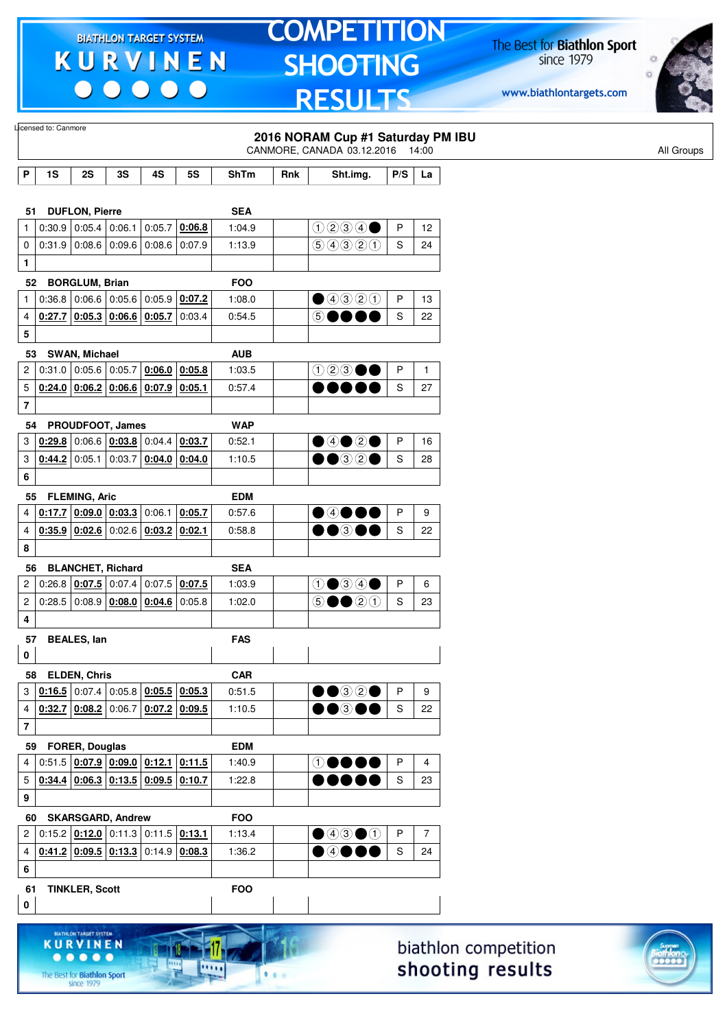Licensed to: Canmore

## 2016 NORAM Cup #1 Saturday PM IBU

CANMORE, CANADA 03.12.2016 14:00

All Groups

| P | 1S | 2S | 3S | 4S | 5S | ShTm | Rnk | Sht.img. | P/S | La |
|---|---|---|---|---|---|---|---|---|---|---|
| **51** | **DUFLON, Pierre** | | | | | **SEA** | | | | |
| 1 | 0:30.9 | 0:05.4 | 0:06.1 | 0:05.7 | **0:06.8** | 1:04.9 | | ①②③④● | P | 12 |
| 0 | 0:31.9 | 0:08.6 | 0:09.6 | 0:08.6 | 0:07.9 | 1:13.9 | | ⑤④③②① | S | 24 |
| **1** | | | | | | | | | | |
| **52** | **BORGLUM, Brian** | | | | | **FOO** | | | | |
| 1 | 0:36.8 | 0:06.6 | 0:05.6 | 0:05.9 | **0:07.2** | 1:08.0 | | ●④③②① | P | 13 |
| 4 | **0:27.7** | **0:05.3** | **0:06.6** | **0:05.7** | 0:03.4 | 0:54.5 | | ⑤●●●● | S | 22 |
| **5** | | | | | | | | | | |
| **53** | **SWAN, Michael** | | | | | **AUB** | | | | |
| 2 | 0:31.0 | 0:05.6 | 0:05.7 | **0:06.0** | **0:05.8** | 1:03.5 | | ①②③●● | P | 1 |
| 5 | **0:24.0** | **0:06.2** | **0:06.6** | **0:07.9** | **0:05.1** | 0:57.4 | | ●●●●● | S | 27 |
| **7** | | | | | | | | | | |
| **54** | **PROUDFOOT, James** | | | | | **WAP** | | | | |
| 3 | **0:29.8** | 0:06.6 | **0:03.8** | 0:04.4 | **0:03.7** | 0:52.1 | | ●④●②● | P | 16 |
| 3 | **0:44.2** | 0:05.1 | 0:03.7 | **0:04.0** | **0:04.0** | 1:10.5 | | ●●③②● | S | 28 |
| **6** | | | | | | | | | | |
| **55** | **FLEMING, Aric** | | | | | **EDM** | | | | |
| 4 | **0:17.7** | **0:09.0** | **0:03.3** | 0:06.1 | **0:05.7** | 0:57.6 | | ●④●●● | P | 9 |
| 4 | **0:35.9** | **0:02.6** | 0:02.6 | **0:03.2** | **0:02.1** | 0:58.8 | | ●●③●● | S | 22 |
| **8** | | | | | | | | | | |
| **56** | **BLANCHET, Richard** | | | | | **SEA** | | | | |
| 2 | 0:26.8 | **0:07.5** | 0:07.4 | 0:07.5 | **0:07.5** | 1:03.9 | | ①●③④● | P | 6 |
| 2 | 0:28.5 | 0:08.9 | **0:08.0** | **0:04.6** | 0:05.8 | 1:02.0 | | ⑤●●②① | S | 23 |
| **4** | | | | | | | | | | |
| **57** | **BEALES, Ian** | | | | | **FAS** | | | | |
| **0** | | | | | | | | | | |
| **58** | **ELDEN, Chris** | | | | | **CAR** | | | | |
| 3 | **0:16.5** | 0:07.4 | 0:05.8 | **0:05.5** | **0:05.3** | 0:51.5 | | ●●③②● | P | 9 |
| 4 | **0:32.7** | **0:08.2** | 0:06.7 | **0:07.2** | **0:09.5** | 1:10.5 | | ●●③●● | S | 22 |
| **7** | | | | | | | | | | |
| **59** | **FORER, Douglas** | | | | | **EDM** | | | | |
| 4 | 0:51.5 | **0:07.9** | **0:09.0** | **0:12.1** | **0:11.5** | 1:40.9 | | ①●●●● | P | 4 |
| 5 | **0:34.4** | **0:06.3** | **0:13.5** | **0:09.5** | **0:10.7** | 1:22.8 | | ●●●●● | S | 23 |
| **9** | | | | | | | | | | |
| **60** | **SKARSGARD, Andrew** | | | | | **FOO** | | | | |
| 2 | 0:15.2 | **0:12.0** | 0:11.3 | 0:11.5 | **0:13.1** | 1:13.4 | | ●④③●① | P | 7 |
| 4 | **0:41.2** | **0:09.5** | **0:13.3** | 0:14.9 | **0:08.3** | 1:36.2 | | ●④●●● | S | 24 |
| **6** | | | | | | | | | | |
| **61** | **TINKLER, Scott** | | | | | **FOO** | | | | |
| **0** | | | | | | | | | | |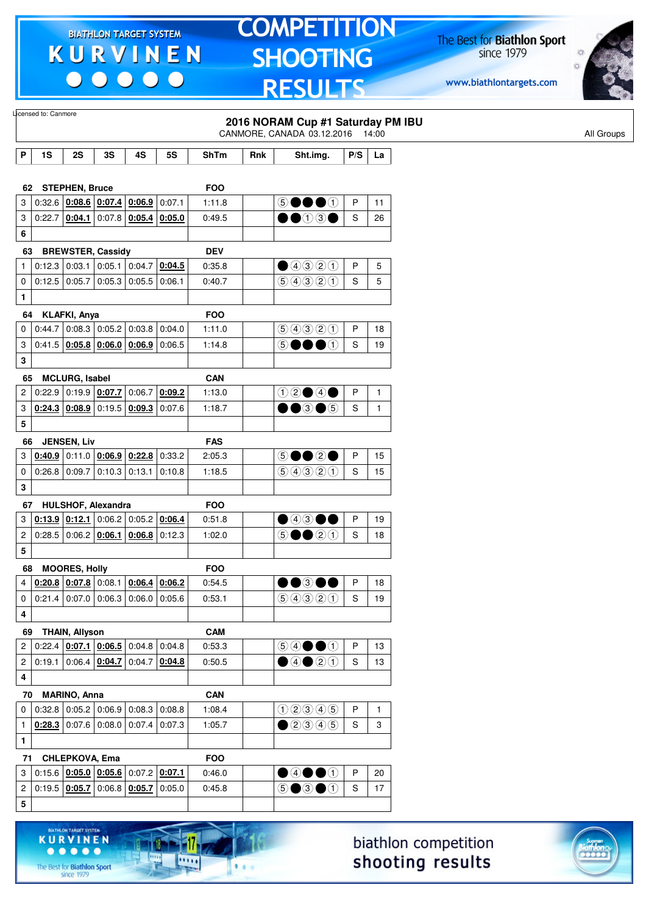Licensed to: Canmore

## 2016 NORAM Cup #1 Saturday PM IBU

CANMORE, CANADA 03.12.2016 14:00

All Groups

| P | 1S | 2S | 3S | 4S | 5S | ShTm | Rnk | Sht.img. | P/S | La |
|---|---|---|---|---|---|---|---|---|---|---|
| **62** | **STEPHEN, Bruce** | | | | | **FOO** | | | | |
| 3 | 0:32.6 | **0:08.6** | **0:07.4** | **0:06.9** | 0:07.1 | 1:11.8 | | ⑤●●●① | P | 11 |
| 3 | 0:22.7 | **0:04.1** | 0:07.8 | **0:05.4** | **0:05.0** | 0:49.5 | | ●●①③● | S | 26 |
| 6 | | | | | | | | | | |
| **63** | **BREWSTER, Cassidy** | | | | | **DEV** | | | | |
| 1 | 0:12.3 | 0:03.1 | 0:05.1 | 0:04.7 | **0:04.5** | 0:35.8 | | ●④③②① | P | 5 |
| 0 | 0:12.5 | 0:05.7 | 0:05.3 | 0:05.5 | 0:06.1 | 0:40.7 | | ⑤④③②① | S | 5 |
| 1 | | | | | | | | | | |
| **64** | **KLAFKI, Anya** | | | | | **FOO** | | | | |
| 0 | 0:44.7 | 0:08.3 | 0:05.2 | 0:03.8 | 0:04.0 | 1:11.0 | | ⑤④③②① | P | 18 |
| 3 | 0:41.5 | **0:05.8** | **0:06.0** | **0:06.9** | 0:06.5 | 1:14.8 | | ⑤●●●① | S | 19 |
| 3 | | | | | | | | | | |
| **65** | **MCLURG, Isabel** | | | | | **CAN** | | | | |
| 2 | 0:22.9 | 0:19.9 | **0:07.7** | 0:06.7 | **0:09.2** | 1:13.0 | | ①②●④● | P | 1 |
| 3 | **0:24.3** | **0:08.9** | 0:19.5 | **0:09.3** | 0:07.6 | 1:18.7 | | ●●③●⑤ | S | 1 |
| 5 | | | | | | | | | | |
| **66** | **JENSEN, Liv** | | | | | **FAS** | | | | |
| 3 | **0:40.9** | 0:11.0 | **0:06.9** | **0:22.8** | 0:33.2 | 2:05.3 | | ⑤●●②● | P | 15 |
| 0 | 0:26.8 | 0:09.7 | 0:10.3 | 0:13.1 | 0:10.8 | 1:18.5 | | ⑤④③②① | S | 15 |
| 3 | | | | | | | | | | |
| **67** | **HULSHOF, Alexandra** | | | | | **FOO** | | | | |
| 3 | **0:13.9** | **0:12.1** | 0:06.2 | 0:05.2 | **0:06.4** | 0:51.8 | | ●④③●● | P | 19 |
| 2 | 0:28.5 | 0:06.2 | **0:06.1** | **0:06.8** | 0:12.3 | 1:02.0 | | ⑤●●②① | S | 18 |
| 5 | | | | | | | | | | |
| **68** | **MOORES, Holly** | | | | | **FOO** | | | | |
| 4 | **0:20.8** | **0:07.8** | 0:08.1 | **0:06.4** | **0:06.2** | 0:54.5 | | ●●③●● | P | 18 |
| 0 | 0:21.4 | 0:07.0 | 0:06.3 | 0:06.0 | 0:05.6 | 0:53.1 | | ⑤④③②① | S | 19 |
| 4 | | | | | | | | | | |
| **69** | **THAIN, Allyson** | | | | | **CAM** | | | | |
| 2 | 0:22.4 | **0:07.1** | **0:06.5** | 0:04.8 | 0:04.8 | 0:53.3 | | ⑤④●●① | P | 13 |
| 2 | 0:19.1 | 0:06.4 | **0:04.7** | 0:04.7 | **0:04.8** | 0:50.5 | | ●④●②① | S | 13 |
| 4 | | | | | | | | | | |
| **70** | **MARINO, Anna** | | | | | **CAN** | | | | |
| 0 | 0:32.8 | 0:05.2 | 0:06.9 | 0:08.3 | 0:08.8 | 1:08.4 | | ①②③④⑤ | P | 1 |
| 1 | **0:28.3** | 0:07.6 | 0:08.0 | 0:07.4 | 0:07.3 | 1:05.7 | | ●②③④⑤ | S | 3 |
| 1 | | | | | | | | | | |
| **71** | **CHLEPKOVA, Ema** | | | | | **FOO** | | | | |
| 3 | 0:15.6 | **0:05.0** | **0:05.6** | 0:07.2 | **0:07.1** | 0:46.0 | | ●④●●① | P | 20 |
| 2 | 0:19.5 | **0:05.7** | 0:06.8 | **0:05.7** | 0:05.0 | 0:45.8 | | ⑤●③●① | S | 17 |
| 5 | | | | | | | | | | |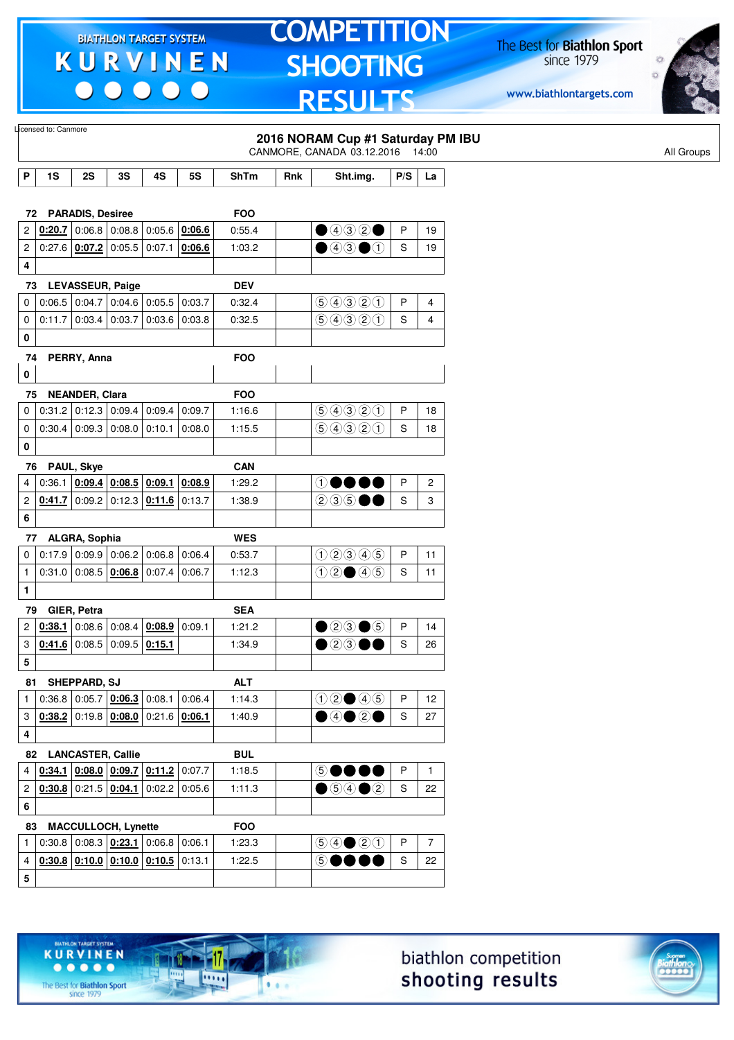Licensed to: Canmore

## 2016 NORAM Cup #1 Saturday PM IBU

CANMORE, CANADA 03.12.2016 14:00

All Groups

| P | 1S | 2S | 3S | 4S | 5S | ShTm | Rnk | Sht.img. | P/S | La |
|---|---|---|---|---|---|---|---|---|---|---|
| **72** | **PARADIS, Desiree** | | | | | **FOO** | | | | |
| 2 | **0:20.7** | 0:06.8 | 0:08.8 | 0:05.6 | **0:06.6** | 0:55.4 | | ● ④ ③ ② ● | P | 19 |
| 2 | 0:27.6 | **0:07.2** | 0:05.5 | 0:07.1 | **0:06.6** | 1:03.2 | | ● ④ ③ ● ① | S | 19 |
| **4** | | | | | | | | | | |
| **73** | **LEVASSEUR, Paige** | | | | | **DEV** | | | | |
| 0 | 0:06.5 | 0:04.7 | 0:04.6 | 0:05.5 | 0:03.7 | 0:32.4 | | ⑤ ④ ③ ② ① | P | 4 |
| 0 | 0:11.7 | 0:03.4 | 0:03.7 | 0:03.6 | 0:03.8 | 0:32.5 | | ⑤ ④ ③ ② ① | S | 4 |
| **0** | | | | | | | | | | |
| **74** | **PERRY, Anna** | | | | | **FOO** | | | | |
| **0** | | | | | | | | | | |
| **75** | **NEANDER, Clara** | | | | | **FOO** | | | | |
| 0 | 0:31.2 | 0:12.3 | 0:09.4 | 0:09.4 | 0:09.7 | 1:16.6 | | ⑤ ④ ③ ② ① | P | 18 |
| 0 | 0:30.4 | 0:09.3 | 0:08.0 | 0:10.1 | 0:08.0 | 1:15.5 | | ⑤ ④ ③ ② ① | S | 18 |
| **0** | | | | | | | | | | |
| **76** | **PAUL, Skye** | | | | | **CAN** | | | | |
| 4 | 0:36.1 | **0:09.4** | **0:08.5** | **0:09.1** | **0:08.9** | 1:29.2 | | ① ● ● ● ● | P | 2 |
| 2 | **0:41.7** | 0:09.2 | 0:12.3 | **0:11.6** | 0:13.7 | 1:38.9 | | ② ③ ⑤ ● ● | S | 3 |
| **6** | | | | | | | | | | |
| **77** | **ALGRA, Sophia** | | | | | **WES** | | | | |
| 0 | 0:17.9 | 0:09.9 | 0:06.2 | 0:06.8 | 0:06.4 | 0:53.7 | | ① ② ③ ④ ⑤ | P | 11 |
| 1 | 0:31.0 | 0:08.5 | **0:06.8** | 0:07.4 | 0:06.7 | 1:12.3 | | ① ② ● ④ ⑤ | S | 11 |
| **1** | | | | | | | | | | |
| **79** | **GIER, Petra** | | | | | **SEA** | | | | |
| 2 | **0:38.1** | 0:08.6 | 0:08.4 | **0:08.9** | 0:09.1 | 1:21.2 | | ● ② ③ ● ⑤ | P | 14 |
| 3 | **0:41.6** | 0:08.5 | 0:09.5 | **0:15.1** | | 1:34.9 | | ● ② ③ ● ● | S | 26 |
| **5** | | | | | | | | | | |
| **81** | **SHEPPARD, SJ** | | | | | **ALT** | | | | |
| 1 | 0:36.8 | 0:05.7 | **0:06.3** | 0:08.1 | 0:06.4 | 1:14.3 | | ① ② ● ④ ⑤ | P | 12 |
| 3 | **0:38.2** | 0:19.8 | **0:08.0** | 0:21.6 | **0:06.1** | 1:40.9 | | ● ④ ● ② ● | S | 27 |
| **4** | | | | | | | | | | |
| **82** | **LANCASTER, Callie** | | | | | **BUL** | | | | |
| 4 | **0:34.1** | **0:08.0** | **0:09.7** | **0:11.2** | 0:07.7 | 1:18.5 | | ⑤ ● ● ● ● | P | 1 |
| 2 | **0:30.8** | 0:21.5 | **0:04.1** | 0:02.2 | 0:05.6 | 1:11.3 | | ● ⑤ ④ ● ② | S | 22 |
| **6** | | | | | | | | | | |
| **83** | **MACCULLOCH, Lynette** | | | | | **FOO** | | | | |
| 1 | 0:30.8 | 0:08.3 | **0:23.1** | 0:06.8 | 0:06.1 | 1:23.3 | | ⑤ ④ ● ② ① | P | 7 |
| 4 | **0:30.8** | **0:10.0** | **0:10.0** | **0:10.5** | 0:13.1 | 1:22.5 | | ⑤ ● ● ● ● | S | 22 |
| **5** | | | | | | | | | | |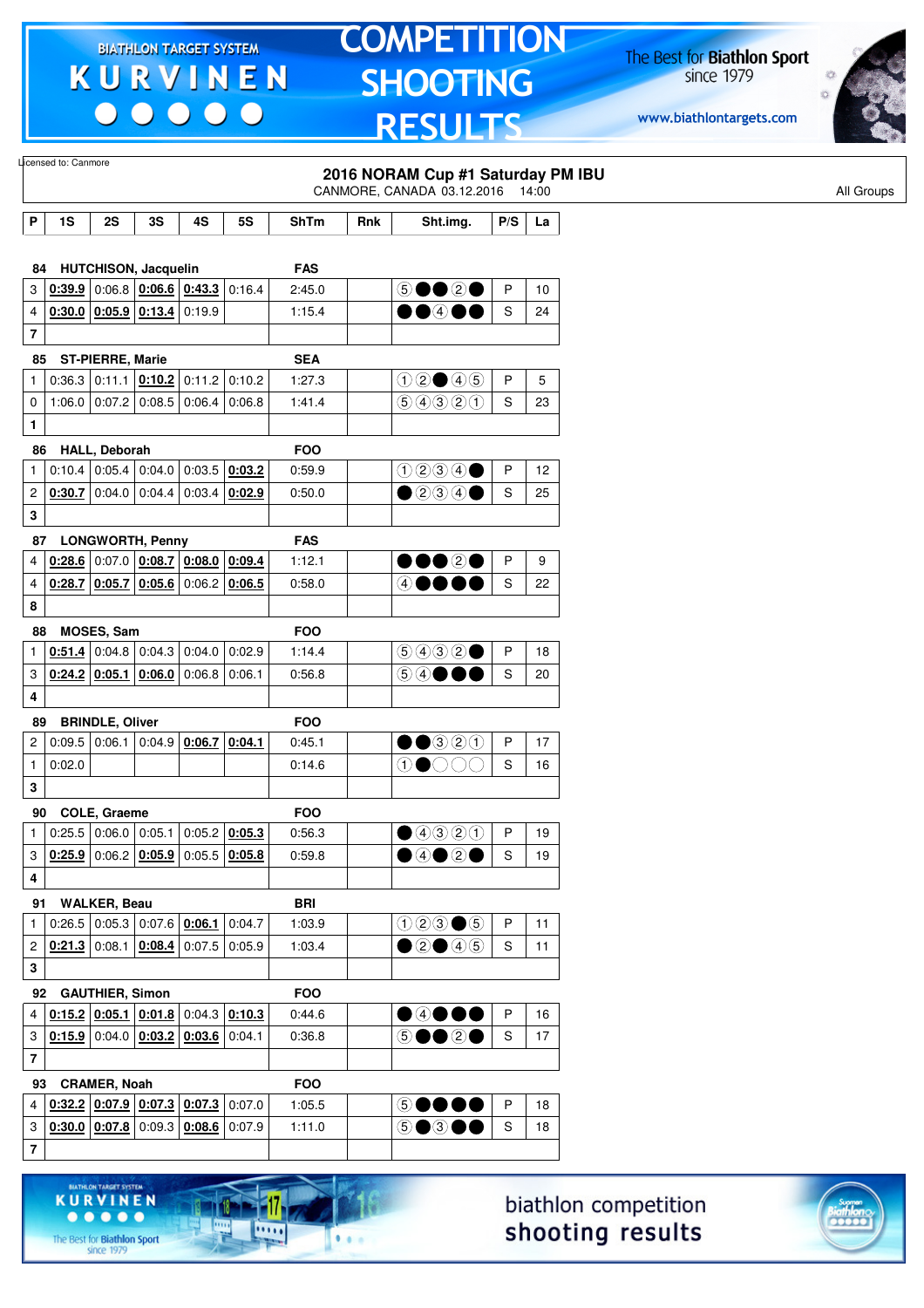Licensed to: Canmore

## 2016 NORAM Cup #1 Saturday PM IBU

CANMORE, CANADA 03.12.2016 14:00

All Groups

| P | 1S | 2S | 3S | 4S | 5S | ShTm | Rnk | Sht.img. | P/S | La |
|---|---|---|---|---|---|---|---|---|---|---|
| **84** | **HUTCHISON, Jacquelin** | | | | | **FAS** | | | | |
| 3 | 0:39.9 | 0:06.8 | 0:06.6 | 0:43.3 | 0:16.4 | 2:45.0 | | ⑤●●②● | P | 10 |
| 4 | 0:30.0 | 0:05.9 | 0:13.4 | 0:19.9 | | 1:15.4 | | ●●④●● | S | 24 |
| **7** | | | | | | | | | | |
| **85** | **ST-PIERRE, Marie** | | | | | **SEA** | | | | |
| 1 | 0:36.3 | 0:11.1 | 0:10.2 | 0:11.2 | 0:10.2 | 1:27.3 | | ①②●④⑤ | P | 5 |
| 0 | 1:06.0 | 0:07.2 | 0:08.5 | 0:06.4 | 0:06.8 | 1:41.4 | | ⑤④③②① | S | 23 |
| **1** | | | | | | | | | | |
| **86** | **HALL, Deborah** | | | | | **FOO** | | | | |
| 1 | 0:10.4 | 0:05.4 | 0:04.0 | 0:03.5 | 0:03.2 | 0:59.9 | | ①②③④● | P | 12 |
| 2 | 0:30.7 | 0:04.0 | 0:04.4 | 0:03.4 | 0:02.9 | 0:50.0 | | ●②③④● | S | 25 |
| **3** | | | | | | | | | | |
| **87** | **LONGWORTH, Penny** | | | | | **FAS** | | | | |
| 4 | 0:28.6 | 0:07.0 | 0:08.7 | 0:08.0 | 0:09.4 | 1:12.1 | | ●●●②● | P | 9 |
| 4 | 0:28.7 | 0:05.7 | 0:05.6 | 0:06.2 | 0:06.5 | 0:58.0 | | ④●●●● | S | 22 |
| **8** | | | | | | | | | | |
| **88** | **MOSES, Sam** | | | | | **FOO** | | | | |
| 1 | 0:51.4 | 0:04.8 | 0:04.3 | 0:04.0 | 0:02.9 | 1:14.4 | | ⑤④③②● | P | 18 |
| 3 | 0:24.2 | 0:05.1 | 0:06.0 | 0:06.8 | 0:06.1 | 0:56.8 | | ⑤④●●● | S | 20 |
| **4** | | | | | | | | | | |
| **89** | **BRINDLE, Oliver** | | | | | **FOO** | | | | |
| 2 | 0:09.5 | 0:06.1 | 0:04.9 | 0:06.7 | 0:04.1 | 0:45.1 | | ●●③②① | P | 17 |
| 1 | 0:02.0 | | | | | 0:14.6 | | ①●○○○ | S | 16 |
| **3** | | | | | | | | | | |
| **90** | **COLE, Graeme** | | | | | **FOO** | | | | |
| 1 | 0:25.5 | 0:06.0 | 0:05.1 | 0:05.2 | 0:05.3 | 0:56.3 | | ●④③②① | P | 19 |
| 3 | 0:25.9 | 0:06.2 | 0:05.9 | 0:05.5 | 0:05.8 | 0:59.8 | | ●④●②● | S | 19 |
| **4** | | | | | | | | | | |
| **91** | **WALKER, Beau** | | | | | **BRI** | | | | |
| 1 | 0:26.5 | 0:05.3 | 0:07.6 | 0:06.1 | 0:04.7 | 1:03.9 | | ①②③●⑤ | P | 11 |
| 2 | 0:21.3 | 0:08.1 | 0:08.4 | 0:07.5 | 0:05.9 | 1:03.4 | | ●②●④⑤ | S | 11 |
| **3** | | | | | | | | | | |
| **92** | **GAUTHIER, Simon** | | | | | **FOO** | | | | |
| 4 | 0:15.2 | 0:05.1 | 0:01.8 | 0:04.3 | 0:10.3 | 0:44.6 | | ●④●●● | P | 16 |
| 3 | 0:15.9 | 0:04.0 | 0:03.2 | 0:03.6 | 0:04.1 | 0:36.8 | | ⑤●●②● | S | 17 |
| **7** | | | | | | | | | | |
| **93** | **CRAMER, Noah** | | | | | **FOO** | | | | |
| 4 | 0:32.2 | 0:07.9 | 0:07.3 | 0:07.3 | 0:07.0 | 1:05.5 | | ⑤●●●● | P | 18 |
| 3 | 0:30.0 | 0:07.8 | 0:09.3 | 0:08.6 | 0:07.9 | 1:11.0 | | ⑤●③●● | S | 18 |
| **7** | | | | | | | | | | |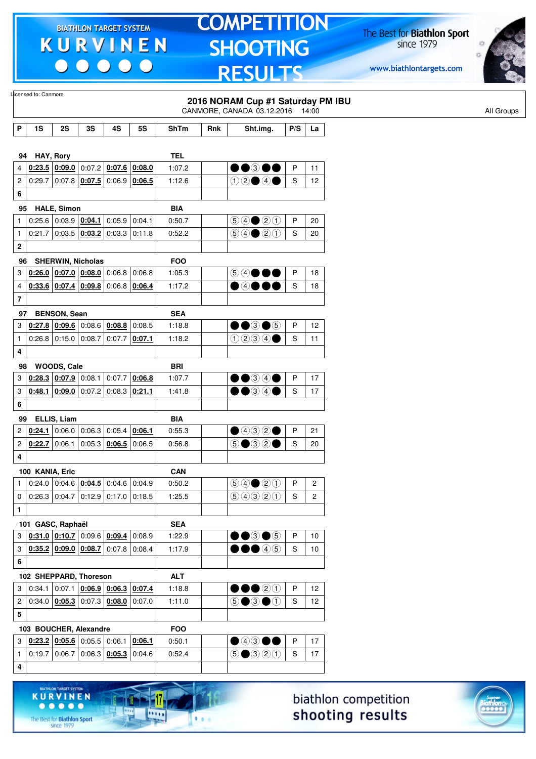Licensed to: Canmore

## 2016 NORAM Cup #1 Saturday PM IBU

CANMORE, CANADA 03.12.2016 14:00

All Groups

| P | 1S | 2S | 3S | 4S | 5S | ShTm | Rnk | Sht.img. | P/S | La |
|---|---|---|---|---|---|---|---|---|---|---|
| **94 HAY, Rory** | | | | | | **TEL** | | | | |
| 4 | 0:23.5 | 0:09.0 | 0:07.2 | 0:07.6 | 0:08.0 | 1:07.2 | | ●●③●● | P | 11 |
| 2 | 0:29.7 | 0:07.8 | 0:07.5 | 0:06.9 | 0:06.5 | 1:12.6 | | ①②●④● | S | 12 |
| 6 | | | | | | | | | | |
| **95 HALE, Simon** | | | | | | **BIA** | | | | |
| 1 | 0:25.6 | 0:03.9 | 0:04.1 | 0:05.9 | 0:04.1 | 0:50.7 | | ⑤④●②① | P | 20 |
| 1 | 0:21.7 | 0:03.5 | 0:03.2 | 0:03.3 | 0:11.8 | 0:52.2 | | ⑤④●②① | S | 20 |
| 2 | | | | | | | | | | |
| **96 SHERWIN, Nicholas** | | | | | | **FOO** | | | | |
| 3 | 0:26.0 | 0:07.0 | 0:08.0 | 0:06.8 | 0:06.8 | 1:05.3 | | ⑤④●●● | P | 18 |
| 4 | 0:33.6 | 0:07.4 | 0:09.8 | 0:06.8 | 0:06.4 | 1:17.2 | | ●④●●● | S | 18 |
| 7 | | | | | | | | | | |
| **97 BENSON, Sean** | | | | | | **SEA** | | | | |
| 3 | 0:27.8 | 0:09.6 | 0:08.6 | 0:08.8 | 0:08.5 | 1:18.8 | | ●●③●⑤ | P | 12 |
| 1 | 0:26.8 | 0:15.0 | 0:08.7 | 0:07.7 | 0:07.1 | 1:18.2 | | ①②③④● | S | 11 |
| 4 | | | | | | | | | | |
| **98 WOODS, Cale** | | | | | | **BRI** | | | | |
| 3 | 0:28.3 | 0:07.9 | 0:08.1 | 0:07.7 | 0:06.8 | 1:07.7 | | ●●③④● | P | 17 |
| 3 | 0:48.1 | 0:09.0 | 0:07.2 | 0:08.3 | 0:21.1 | 1:41.8 | | ●●③④● | S | 17 |
| 6 | | | | | | | | | | |
| **99 ELLIS, Liam** | | | | | | **BIA** | | | | |
| 2 | 0:24.1 | 0:06.0 | 0:06.3 | 0:05.4 | 0:06.1 | 0:55.3 | | ●④③②● | P | 21 |
| 2 | 0:22.7 | 0:06.1 | 0:05.3 | 0:06.5 | 0:06.5 | 0:56.8 | | ⑤●③②● | S | 20 |
| 4 | | | | | | | | | | |
| **100 KANIA, Eric** | | | | | | **CAN** | | | | |
| 1 | 0:24.0 | 0:04.6 | 0:04.5 | 0:04.6 | 0:04.9 | 0:50.2 | | ⑤④●②① | P | 2 |
| 0 | 0:26.3 | 0:04.7 | 0:12.9 | 0:17.0 | 0:18.5 | 1:25.5 | | ⑤④③②① | S | 2 |
| 1 | | | | | | | | | | |
| **101 GASC, Raphaël** | | | | | | **SEA** | | | | |
| 3 | 0:31.0 | 0:10.7 | 0:09.6 | 0:09.4 | 0:08.9 | 1:22.9 | | ●●③●⑤ | P | 10 |
| 3 | 0:35.2 | 0:09.0 | 0:08.7 | 0:07.8 | 0:08.4 | 1:17.9 | | ●●●④⑤ | S | 10 |
| 6 | | | | | | | | | | |
| **102 SHEPPARD, Thoreson** | | | | | | **ALT** | | | | |
| 3 | 0:34.1 | 0:07.1 | 0:06.9 | 0:06.3 | 0:07.4 | 1:18.8 | | ●●●②① | P | 12 |
| 2 | 0:34.0 | 0:05.3 | 0:07.3 | 0:08.0 | 0:07.0 | 1:11.0 | | ⑤●③●① | S | 12 |
| 5 | | | | | | | | | | |
| **103 BOUCHER, Alexandre** | | | | | | **FOO** | | | | |
| 3 | 0:23.2 | 0:05.6 | 0:05.5 | 0:06.1 | 0:06.1 | 0:50.1 | | ●④③●● | P | 17 |
| 1 | 0:19.7 | 0:06.7 | 0:06.3 | 0:05.3 | 0:04.6 | 0:52.4 | | ⑤●③②① | S | 17 |
| 4 | | | | | | | | | | |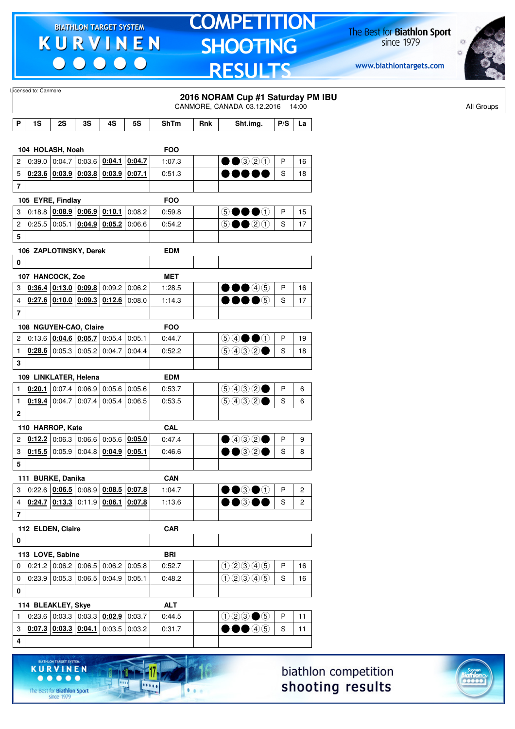Licensed to: Canmore

## 2016 NORAM Cup #1 Saturday PM IBU

CANMORE, CANADA 03.12.2016 14:00

All Groups

| P | 1S | 2S | 3S | 4S | 5S | ShTm | Rnk | Sht.img. | P/S | La |
|---|---|---|---|---|---|---|---|---|---|---|
| **104 HOLASH, Noah** | | | | | | **FOO** | | | | |
| 2 | 0:39.0 | 0:04.7 | 0:03.6 | **0:04.1** | **0:04.7** | 1:07.3 | | ●●③②① | P | 16 |
| 5 | **0:23.6** | **0:03.9** | **0:03.8** | **0:03.9** | **0:07.1** | 0:51.3 | | ●●●●● | S | 18 |
| 7 | | | | | | | | | | |
| **105 EYRE, Findlay** | | | | | | **FOO** | | | | |
| 3 | 0:18.8 | **0:08.9** | **0:06.9** | **0:10.1** | 0:08.2 | 0:59.8 | | ⑤●●●① | P | 15 |
| 2 | 0:25.5 | 0:05.1 | **0:04.9** | **0:05.2** | 0:06.6 | 0:54.2 | | ⑤●●②① | S | 17 |
| 5 | | | | | | | | | | |
| **106 ZAPLOTINSKY, Derek** | | | | | | **EDM** | | | | |
| 0 | | | | | | | | | | |
| **107 HANCOCK, Zoe** | | | | | | **MET** | | | | |
| 3 | **0:36.4** | **0:13.0** | **0:09.8** | 0:09.2 | 0:06.2 | 1:28.5 | | ●●●④⑤ | P | 16 |
| 4 | **0:27.6** | **0:10.0** | **0:09.3** | **0:12.6** | 0:08.0 | 1:14.3 | | ●●●●⑤ | S | 17 |
| 7 | | | | | | | | | | |
| **108 NGUYEN-CAO, Claire** | | | | | | **FOO** | | | | |
| 2 | 0:13.6 | **0:04.6** | **0:05.7** | 0:05.4 | 0:05.1 | 0:44.7 | | ⑤④●●① | P | 19 |
| 1 | **0:28.6** | 0:05.3 | 0:05.2 | 0:04.7 | 0:04.4 | 0:52.2 | | ⑤④③②● | S | 18 |
| 3 | | | | | | | | | | |
| **109 LINKLATER, Helena** | | | | | | **EDM** | | | | |
| 1 | **0:20.1** | 0:07.4 | 0:06.9 | 0:05.6 | 0:05.6 | 0:53.7 | | ⑤④③②● | P | 6 |
| 1 | **0:19.4** | 0:04.7 | 0:07.4 | 0:05.4 | 0:06.5 | 0:53.5 | | ⑤④③②● | S | 6 |
| 2 | | | | | | | | | | |
| **110 HARROP, Kate** | | | | | | **CAL** | | | | |
| 2 | **0:12.2** | 0:06.3 | 0:06.6 | 0:05.6 | **0:05.0** | 0:47.4 | | ●④③②● | P | 9 |
| 3 | **0:15.5** | 0:05.9 | 0:04.8 | **0:04.9** | **0:05.1** | 0:46.6 | | ●●③②● | S | 8 |
| 5 | | | | | | | | | | |
| **111 BURKE, Danika** | | | | | | **CAN** | | | | |
| 3 | 0:22.6 | **0:06.5** | 0:08.9 | **0:08.5** | **0:07.8** | 1:04.7 | | ●●③●① | P | 2 |
| 4 | **0:24.7** | **0:13.3** | 0:11.9 | **0:06.1** | **0:07.8** | 1:13.6 | | ●●③●● | S | 2 |
| 7 | | | | | | | | | | |
| **112 ELDEN, Claire** | | | | | | **CAR** | | | | |
| 0 | | | | | | | | | | |
| **113 LOVE, Sabine** | | | | | | **BRI** | | | | |
| 0 | 0:21.2 | 0:06.2 | 0:06.5 | 0:06.2 | 0:05.8 | 0:52.7 | | ①②③④⑤ | P | 16 |
| 0 | 0:23.9 | 0:05.3 | 0:06.5 | 0:04.9 | 0:05.1 | 0:48.2 | | ①②③④⑤ | S | 16 |
| 0 | | | | | | | | | | |
| **114 BLEAKLEY, Skye** | | | | | | **ALT** | | | | |
| 1 | 0:23.6 | 0:03.3 | 0:03.3 | **0:02.9** | 0:03.7 | 0:44.5 | | ①②③●⑤ | P | 11 |
| 3 | **0:07.3** | **0:03.3** | **0:04.1** | 0:03.5 | 0:03.2 | 0:31.7 | | ●●●④⑤ | S | 11 |
| 4 | | | | | | | | | | |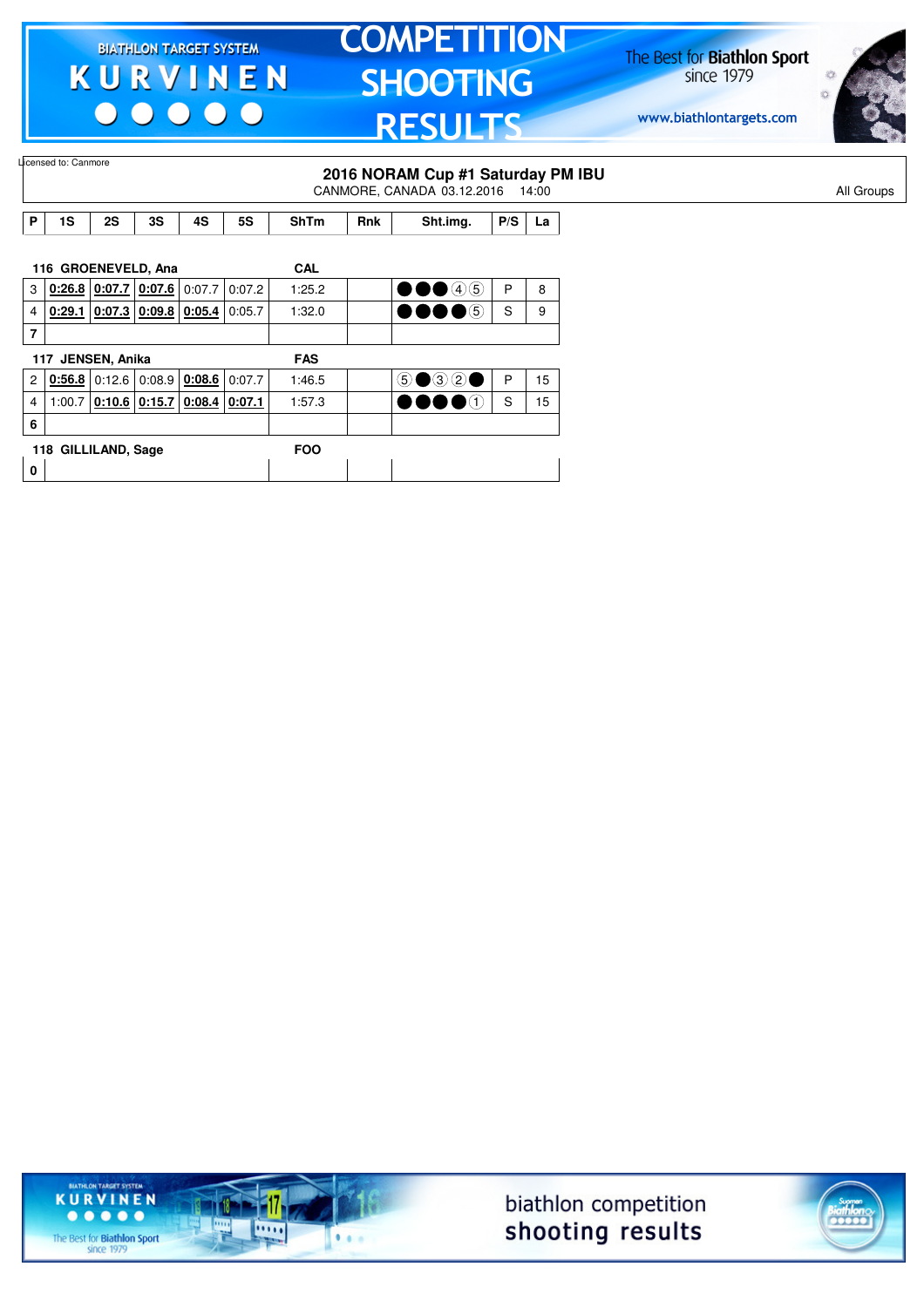Licensed to: Canmore

## 2016 NORAM Cup #1 Saturday PM IBU

CANMORE, CANADA 03.12.2016 14:00

All Groups

| P | 1S | 2S | 3S | 4S | 5S | ShTm | Rnk | Sht.img. | P/S | La |
|---|---|---|---|---|---|---|---|---|---|---|
| **116 GROENEVELD, Ana** | | | | | | **CAL** | | | | |
| 3 | **0:26.8** | **0:07.7** | **0:07.6** | 0:07.7 | 0:07.2 | 1:25.2 | | ●●● ④ ⑤ | P | 8 |
| 4 | **0:29.1** | **0:07.3** | **0:09.8** | **0:05.4** | 0:05.7 | 1:32.0 | | ●●●● ⑤ | S | 9 |
| **7** | | | | | | | | | | |
| **117 JENSEN, Anika** | | | | | | **FAS** | | | | |
| 2 | **0:56.8** | 0:12.6 | 0:08.9 | **0:08.6** | 0:07.7 | 1:46.5 | | ⑤ ● ③ ② ● | P | 15 |
| 4 | 1:00.7 | **0:10.6** | **0:15.7** | **0:08.4** | **0:07.1** | 1:57.3 | | ●●●● ① | S | 15 |
| **6** | | | | | | | | | | |
| **118 GILLILAND, Sage** | | | | | | **FOO** | | | | |
| **0** | | | | | | | | | | |